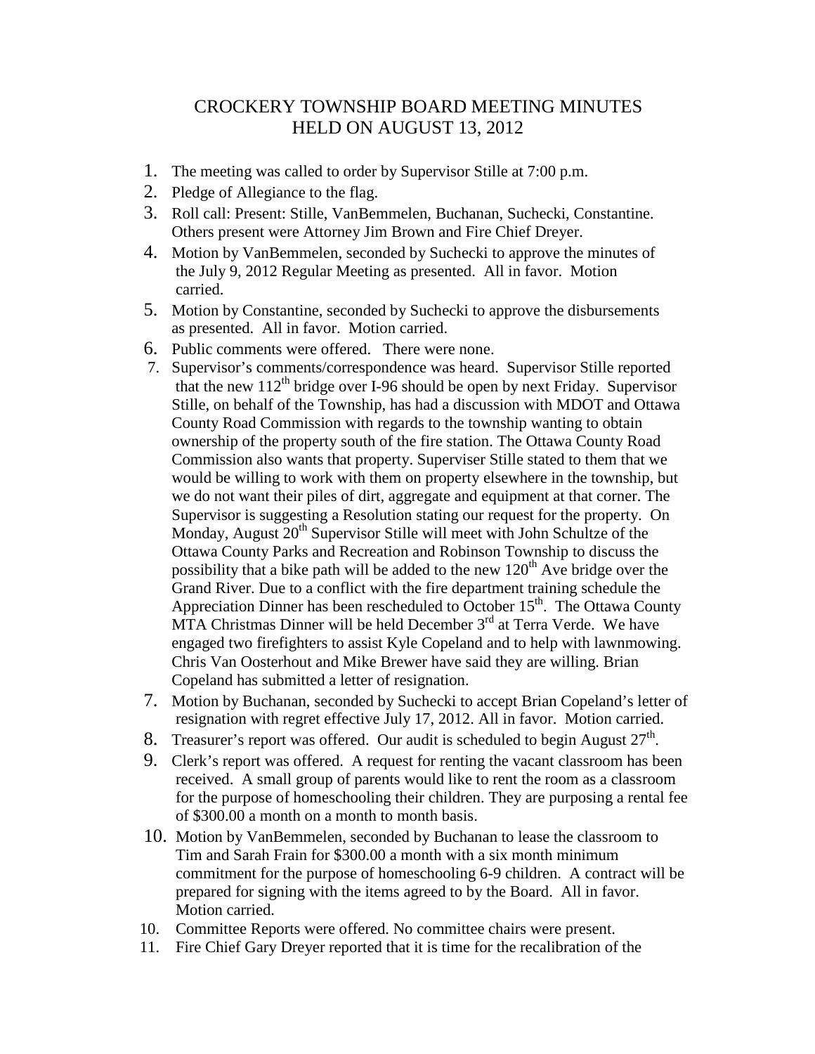# CROCKERY TOWNSHIP BOARD MEETING MINUTES
## HELD ON AUGUST 13, 2012

1. The meeting was called to order by Supervisor Stille at 7:00 p.m.
2. Pledge of Allegiance to the flag.
3. Roll call: Present: Stille, VanBemmelen, Buchanan, Suchecki, Constantine. Others present were Attorney Jim Brown and Fire Chief Dreyer.
4. Motion by VanBemmelen, seconded by Suchecki to approve the minutes of the July 9, 2012 Regular Meeting as presented. All in favor. Motion carried.
5. Motion by Constantine, seconded by Suchecki to approve the disbursements as presented. All in favor. Motion carried.
6. Public comments were offered. There were none.
7. Supervisor's comments/correspondence was heard. Supervisor Stille reported that the new 112th bridge over I-96 should be open by next Friday. Supervisor Stille, on behalf of the Township, has had a discussion with MDOT and Ottawa County Road Commission with regards to the township wanting to obtain ownership of the property south of the fire station. The Ottawa County Road Commission also wants that property. Superviser Stille stated to them that we would be willing to work with them on property elsewhere in the township, but we do not want their piles of dirt, aggregate and equipment at that corner. The Supervisor is suggesting a Resolution stating our request for the property. On Monday, August 20th Supervisor Stille will meet with John Schultze of the Ottawa County Parks and Recreation and Robinson Township to discuss the possibility that a bike path will be added to the new 120th Ave bridge over the Grand River. Due to a conflict with the fire department training schedule the Appreciation Dinner has been rescheduled to October 15th. The Ottawa County MTA Christmas Dinner will be held December 3rd at Terra Verde. We have engaged two firefighters to assist Kyle Copeland and to help with lawnmowing. Chris Van Oosterhout and Mike Brewer have said they are willing. Brian Copeland has submitted a letter of resignation.
7. Motion by Buchanan, seconded by Suchecki to accept Brian Copeland's letter of resignation with regret effective July 17, 2012. All in favor. Motion carried.
8. Treasurer's report was offered. Our audit is scheduled to begin August 27th.
9. Clerk's report was offered. A request for renting the vacant classroom has been received. A small group of parents would like to rent the room as a classroom for the purpose of homeschooling their children. They are purposing a rental fee of $300.00 a month on a month to month basis.
10. Motion by VanBemmelen, seconded by Buchanan to lease the classroom to Tim and Sarah Frain for $300.00 a month with a six month minimum commitment for the purpose of homeschooling 6-9 children. A contract will be prepared for signing with the items agreed to by the Board. All in favor. Motion carried.
10. Committee Reports were offered. No committee chairs were present.
11. Fire Chief Gary Dreyer reported that it is time for the recalibration of the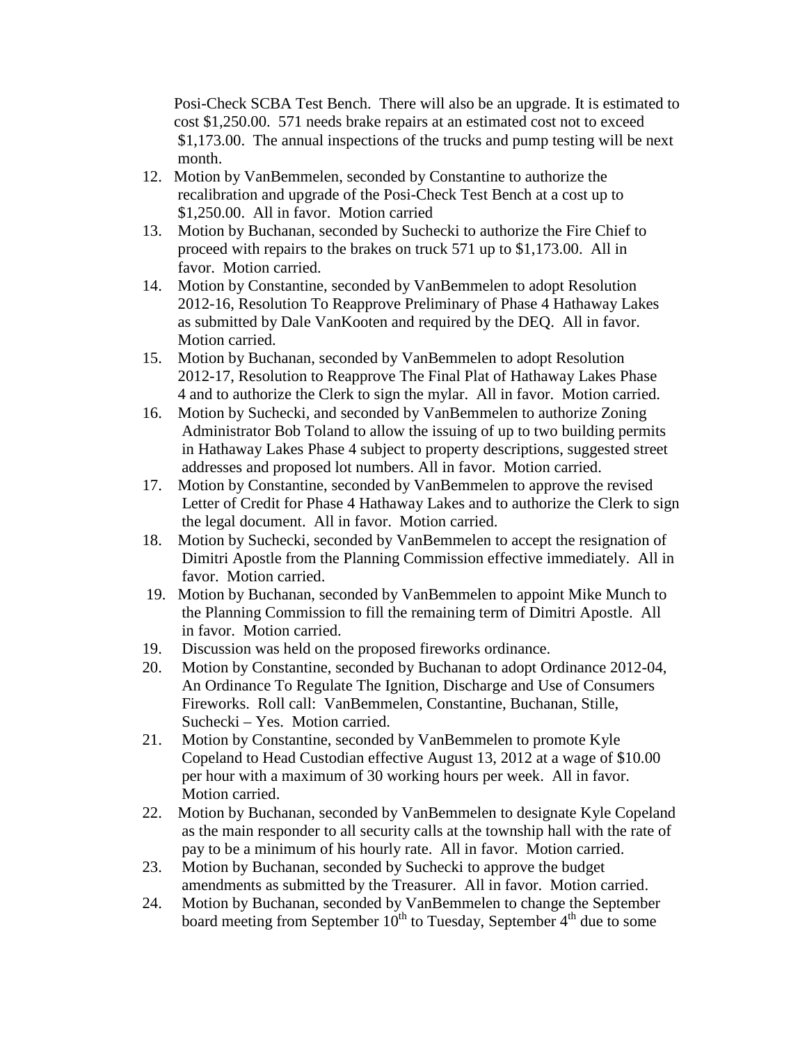Posi-Check SCBA Test Bench. There will also be an upgrade. It is estimated to cost $1,250.00. 571 needs brake repairs at an estimated cost not to exceed $1,173.00. The annual inspections of the trucks and pump testing will be next month.

12. Motion by VanBemmelen, seconded by Constantine to authorize the recalibration and upgrade of the Posi-Check Test Bench at a cost up to $1,250.00. All in favor. Motion carried
13. Motion by Buchanan, seconded by Suchecki to authorize the Fire Chief to proceed with repairs to the brakes on truck 571 up to $1,173.00. All in favor. Motion carried.
14. Motion by Constantine, seconded by VanBemmelen to adopt Resolution 2012-16, Resolution To Reapprove Preliminary of Phase 4 Hathaway Lakes as submitted by Dale VanKooten and required by the DEQ. All in favor. Motion carried.
15. Motion by Buchanan, seconded by VanBemmelen to adopt Resolution 2012-17, Resolution to Reapprove The Final Plat of Hathaway Lakes Phase 4 and to authorize the Clerk to sign the mylar. All in favor. Motion carried.
16. Motion by Suchecki, and seconded by VanBemmelen to authorize Zoning Administrator Bob Toland to allow the issuing of up to two building permits in Hathaway Lakes Phase 4 subject to property descriptions, suggested street addresses and proposed lot numbers. All in favor. Motion carried.
17. Motion by Constantine, seconded by VanBemmelen to approve the revised Letter of Credit for Phase 4 Hathaway Lakes and to authorize the Clerk to sign the legal document. All in favor. Motion carried.
18. Motion by Suchecki, seconded by VanBemmelen to accept the resignation of Dimitri Apostle from the Planning Commission effective immediately. All in favor. Motion carried.
19. Motion by Buchanan, seconded by VanBemmelen to appoint Mike Munch to the Planning Commission to fill the remaining term of Dimitri Apostle. All in favor. Motion carried.
19. Discussion was held on the proposed fireworks ordinance.
20. Motion by Constantine, seconded by Buchanan to adopt Ordinance 2012-04, An Ordinance To Regulate The Ignition, Discharge and Use of Consumers Fireworks. Roll call: VanBemmelen, Constantine, Buchanan, Stille, Suchecki – Yes. Motion carried.
21. Motion by Constantine, seconded by VanBemmelen to promote Kyle Copeland to Head Custodian effective August 13, 2012 at a wage of $10.00 per hour with a maximum of 30 working hours per week. All in favor. Motion carried.
22. Motion by Buchanan, seconded by VanBemmelen to designate Kyle Copeland as the main responder to all security calls at the township hall with the rate of pay to be a minimum of his hourly rate. All in favor. Motion carried.
23. Motion by Buchanan, seconded by Suchecki to approve the budget amendments as submitted by the Treasurer. All in favor. Motion carried.
24. Motion by Buchanan, seconded by VanBemmelen to change the September board meeting from September 10th to Tuesday, September 4th due to some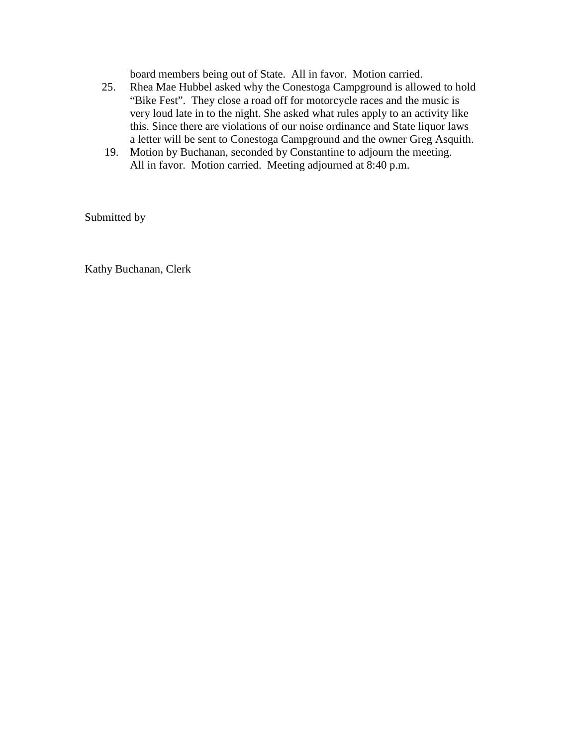board members being out of State. All in favor. Motion carried.

25. Rhea Mae Hubbel asked why the Conestoga Campground is allowed to hold "Bike Fest". They close a road off for motorcycle races and the music is very loud late in to the night. She asked what rules apply to an activity like this. Since there are violations of our noise ordinance and State liquor laws a letter will be sent to Conestoga Campground and the owner Greg Asquith.

19. Motion by Buchanan, seconded by Constantine to adjourn the meeting. All in favor. Motion carried. Meeting adjourned at 8:40 p.m.

Submitted by

Kathy Buchanan, Clerk